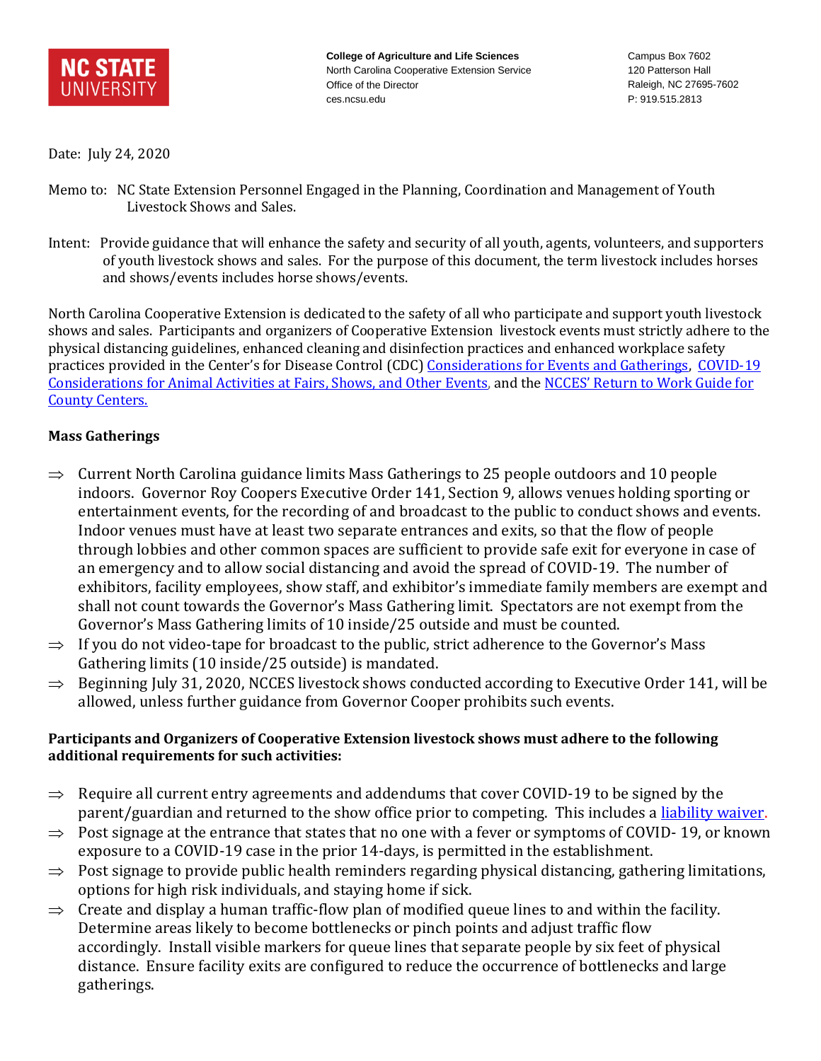**NC STATE UNIVERSITY**

**College of Agriculture and Life Sciences**
North Carolina Cooperative Extension Service
Office of the Director
ces.ncsu.edu

Campus Box 7602
120 Patterson Hall
Raleigh, NC 27695-7602
P: 919.515.2813

Date: July 24, 2020

Memo to: NC State Extension Personnel Engaged in the Planning, Coordination and Management of Youth Livestock Shows and Sales.

Intent: Provide guidance that will enhance the safety and security of all youth, agents, volunteers, and supporters of youth livestock shows and sales. For the purpose of this document, the term livestock includes horses and shows/events includes horse shows/events.

North Carolina Cooperative Extension is dedicated to the safety of all who participate and support youth livestock shows and sales. Participants and organizers of Cooperative Extension livestock events must strictly adhere to the physical distancing guidelines, enhanced cleaning and disinfection practices and enhanced workplace safety practices provided in the Center's for Disease Control (CDC) Considerations for Events and Gatherings, COVID-19 Considerations for Animal Activities at Fairs, Shows, and Other Events, and the NCCES' Return to Work Guide for County Centers.

**Mass Gatherings**

⇒ Current North Carolina guidance limits Mass Gatherings to 25 people outdoors and 10 people indoors. Governor Roy Coopers Executive Order 141, Section 9, allows venues holding sporting or entertainment events, for the recording of and broadcast to the public to conduct shows and events. Indoor venues must have at least two separate entrances and exits, so that the flow of people through lobbies and other common spaces are sufficient to provide safe exit for everyone in case of an emergency and to allow social distancing and avoid the spread of COVID-19. The number of exhibitors, facility employees, show staff, and exhibitor's immediate family members are exempt and shall not count towards the Governor's Mass Gathering limit. Spectators are not exempt from the Governor's Mass Gathering limits of 10 inside/25 outside and must be counted.

⇒ If you do not video-tape for broadcast to the public, strict adherence to the Governor's Mass Gathering limits (10 inside/25 outside) is mandated.

⇒ Beginning July 31, 2020, NCCES livestock shows conducted according to Executive Order 141, will be allowed, unless further guidance from Governor Cooper prohibits such events.

**Participants and Organizers of Cooperative Extension livestock shows must adhere to the following additional requirements for such activities:**

⇒ Require all current entry agreements and addendums that cover COVID-19 to be signed by the parent/guardian and returned to the show office prior to competing. This includes a liability waiver.

⇒ Post signage at the entrance that states that no one with a fever or symptoms of COVID- 19, or known exposure to a COVID-19 case in the prior 14-days, is permitted in the establishment.

⇒ Post signage to provide public health reminders regarding physical distancing, gathering limitations, options for high risk individuals, and staying home if sick.

⇒ Create and display a human traffic-flow plan of modified queue lines to and within the facility. Determine areas likely to become bottlenecks or pinch points and adjust traffic flow accordingly. Install visible markers for queue lines that separate people by six feet of physical distance. Ensure facility exits are configured to reduce the occurrence of bottlenecks and large gatherings.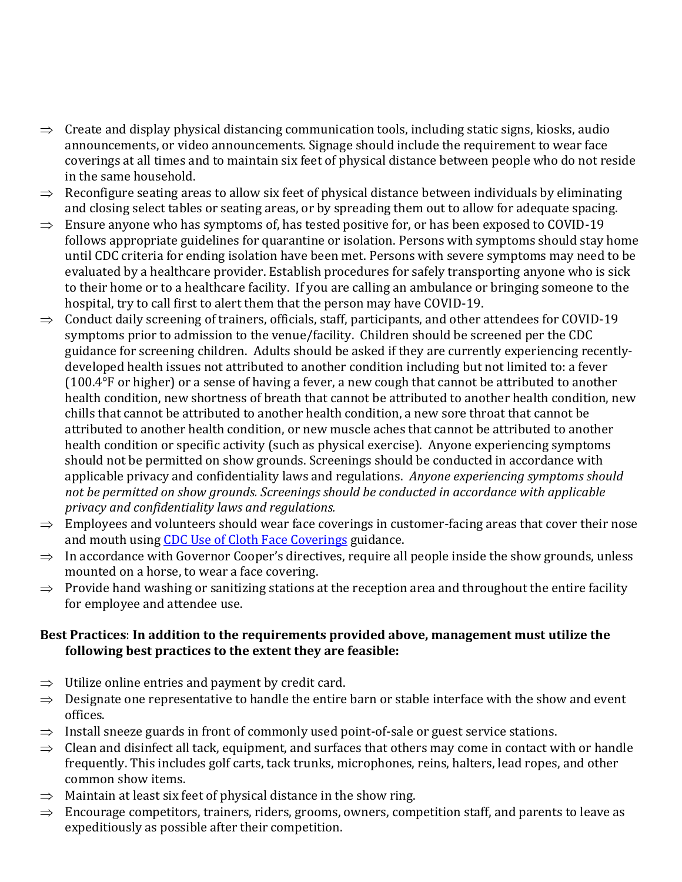- ⇒ Create and display physical distancing communication tools, including static signs, kiosks, audio announcements, or video announcements. Signage should include the requirement to wear face coverings at all times and to maintain six feet of physical distance between people who do not reside in the same household.
- ⇒ Reconfigure seating areas to allow six feet of physical distance between individuals by eliminating and closing select tables or seating areas, or by spreading them out to allow for adequate spacing.
- ⇒ Ensure anyone who has symptoms of, has tested positive for, or has been exposed to COVID-19 follows appropriate guidelines for quarantine or isolation. Persons with symptoms should stay home until CDC criteria for ending isolation have been met. Persons with severe symptoms may need to be evaluated by a healthcare provider. Establish procedures for safely transporting anyone who is sick to their home or to a healthcare facility. If you are calling an ambulance or bringing someone to the hospital, try to call first to alert them that the person may have COVID-19.
- ⇒ Conduct daily screening of trainers, officials, staff, participants, and other attendees for COVID-19 symptoms prior to admission to the venue/facility. Children should be screened per the CDC guidance for screening children. Adults should be asked if they are currently experiencing recently-developed health issues not attributed to another condition including but not limited to: a fever (100.4°F or higher) or a sense of having a fever, a new cough that cannot be attributed to another health condition, new shortness of breath that cannot be attributed to another health condition, new chills that cannot be attributed to another health condition, a new sore throat that cannot be attributed to another health condition, or new muscle aches that cannot be attributed to another health condition or specific activity (such as physical exercise). Anyone experiencing symptoms should not be permitted on show grounds. Screenings should be conducted in accordance with applicable privacy and confidentiality laws and regulations. *Anyone experiencing symptoms should not be permitted on show grounds. Screenings should be conducted in accordance with applicable privacy and confidentiality laws and regulations.*
- ⇒ Employees and volunteers should wear face coverings in customer-facing areas that cover their nose and mouth using [CDC Use of Cloth Face Coverings](CDC Use of Cloth Face Coverings) guidance.
- ⇒ In accordance with Governor Cooper's directives, require all people inside the show grounds, unless mounted on a horse, to wear a face covering.
- ⇒ Provide hand washing or sanitizing stations at the reception area and throughout the entire facility for employee and attendee use.

**Best Practices**: **In addition to the requirements provided above, management must utilize the following best practices to the extent they are feasible:**

- ⇒ Utilize online entries and payment by credit card.
- ⇒ Designate one representative to handle the entire barn or stable interface with the show and event offices.
- ⇒ Install sneeze guards in front of commonly used point-of-sale or guest service stations.
- ⇒ Clean and disinfect all tack, equipment, and surfaces that others may come in contact with or handle frequently. This includes golf carts, tack trunks, microphones, reins, halters, lead ropes, and other common show items.
- ⇒ Maintain at least six feet of physical distance in the show ring.
- ⇒ Encourage competitors, trainers, riders, grooms, owners, competition staff, and parents to leave as expeditiously as possible after their competition.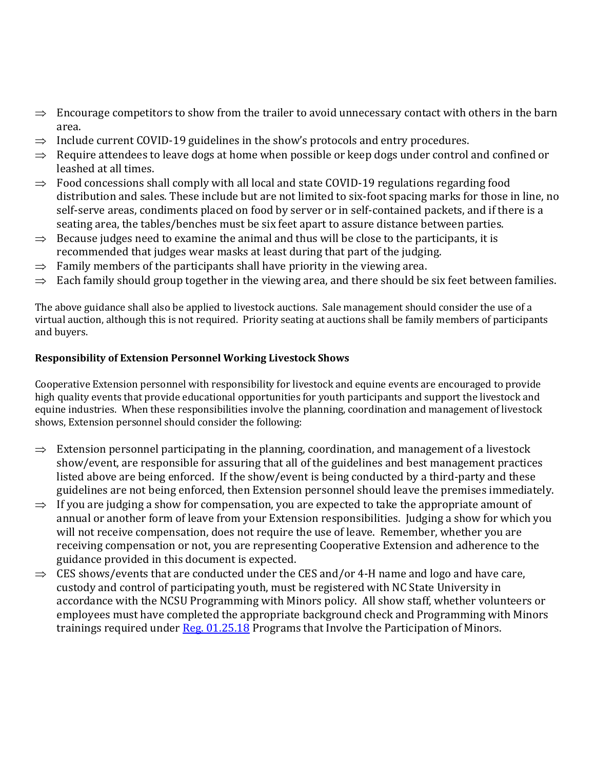- ⇒ Encourage competitors to show from the trailer to avoid unnecessary contact with others in the barn area.
- ⇒ Include current COVID-19 guidelines in the show's protocols and entry procedures.
- ⇒ Require attendees to leave dogs at home when possible or keep dogs under control and confined or leashed at all times.
- ⇒ Food concessions shall comply with all local and state COVID-19 regulations regarding food distribution and sales. These include but are not limited to six-foot spacing marks for those in line, no self-serve areas, condiments placed on food by server or in self-contained packets, and if there is a seating area, the tables/benches must be six feet apart to assure distance between parties.
- ⇒ Because judges need to examine the animal and thus will be close to the participants, it is recommended that judges wear masks at least during that part of the judging.
- ⇒ Family members of the participants shall have priority in the viewing area.
- ⇒ Each family should group together in the viewing area, and there should be six feet between families.

The above guidance shall also be applied to livestock auctions. Sale management should consider the use of a virtual auction, although this is not required. Priority seating at auctions shall be family members of participants and buyers.

**Responsibility of Extension Personnel Working Livestock Shows**

Cooperative Extension personnel with responsibility for livestock and equine events are encouraged to provide high quality events that provide educational opportunities for youth participants and support the livestock and equine industries. When these responsibilities involve the planning, coordination and management of livestock shows, Extension personnel should consider the following:

- ⇒ Extension personnel participating in the planning, coordination, and management of a livestock show/event, are responsible for assuring that all of the guidelines and best management practices listed above are being enforced. If the show/event is being conducted by a third-party and these guidelines are not being enforced, then Extension personnel should leave the premises immediately.
- ⇒ If you are judging a show for compensation, you are expected to take the appropriate amount of annual or another form of leave from your Extension responsibilities. Judging a show for which you will not receive compensation, does not require the use of leave. Remember, whether you are receiving compensation or not, you are representing Cooperative Extension and adherence to the guidance provided in this document is expected.
- ⇒ CES shows/events that are conducted under the CES and/or 4-H name and logo and have care, custody and control of participating youth, must be registered with NC State University in accordance with the NCSU Programming with Minors policy. All show staff, whether volunteers or employees must have completed the appropriate background check and Programming with Minors trainings required under Reg. 01.25.18 Programs that Involve the Participation of Minors.